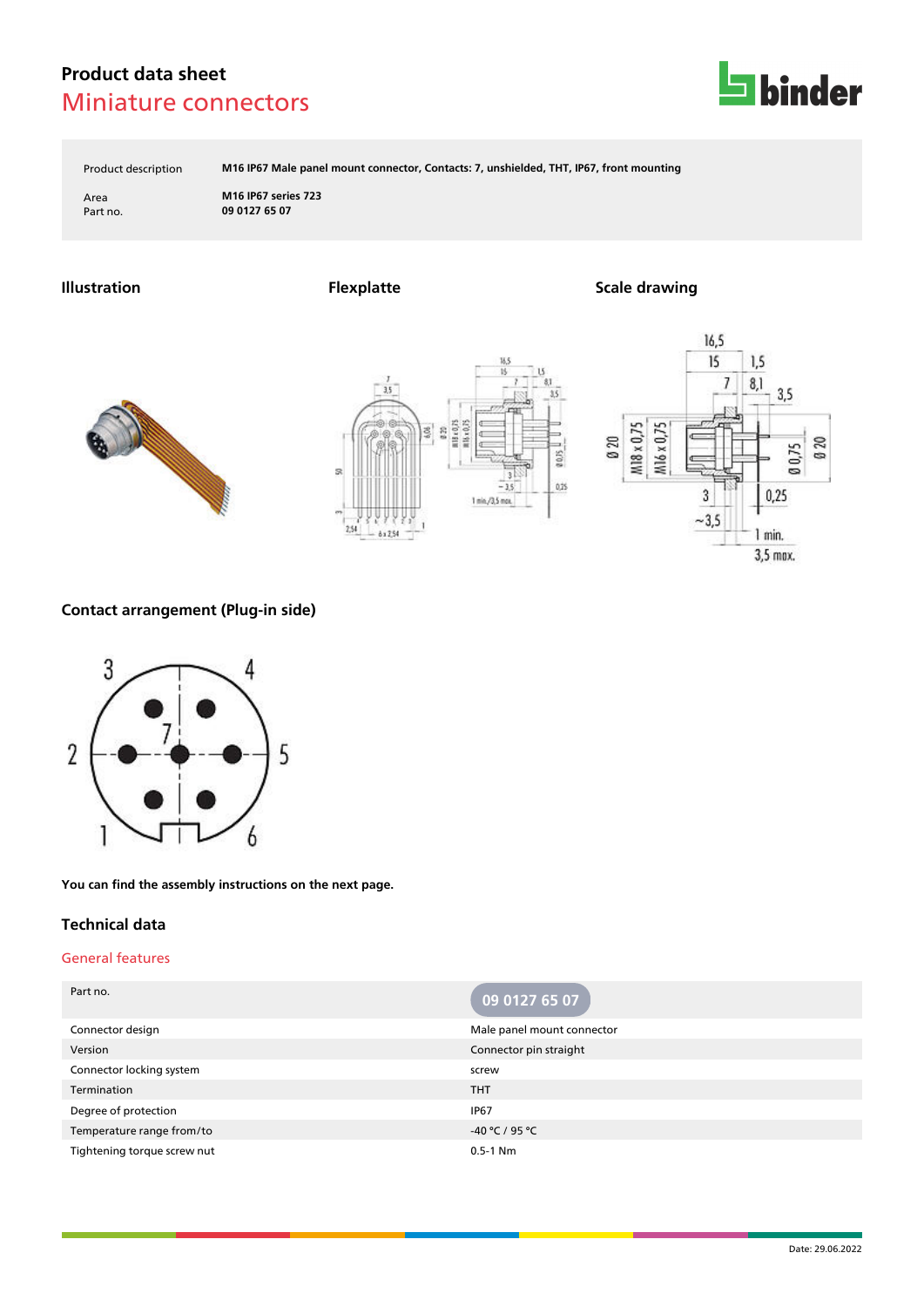# Product data sheet
## Miniature connectors

| | |
|---|---|
| Product description | M16 IP67 Male panel mount connector, Contacts: 7, unshielded, THT, IP67, front mounting |
| Area | M16 IP67 series 723 |
| Part no. | 09 0127 65 07 |

### Illustration

### Flexplatte

### Scale drawing

### Contact arrangement (Plug-in side)

You can find the assembly instructions on the next page.

## Technical data

### General features

| Part no. | 09 0127 65 07 |
|---|---|
| Connector design | Male panel mount connector |
| Version | Connector pin straight |
| Connector locking system | screw |
| Termination | THT |
| Degree of protection | IP67 |
| Temperature range from/to | -40 °C / 95 °C |
| Tightening torque screw nut | 0.5-1 Nm |

Date: 29.06.2022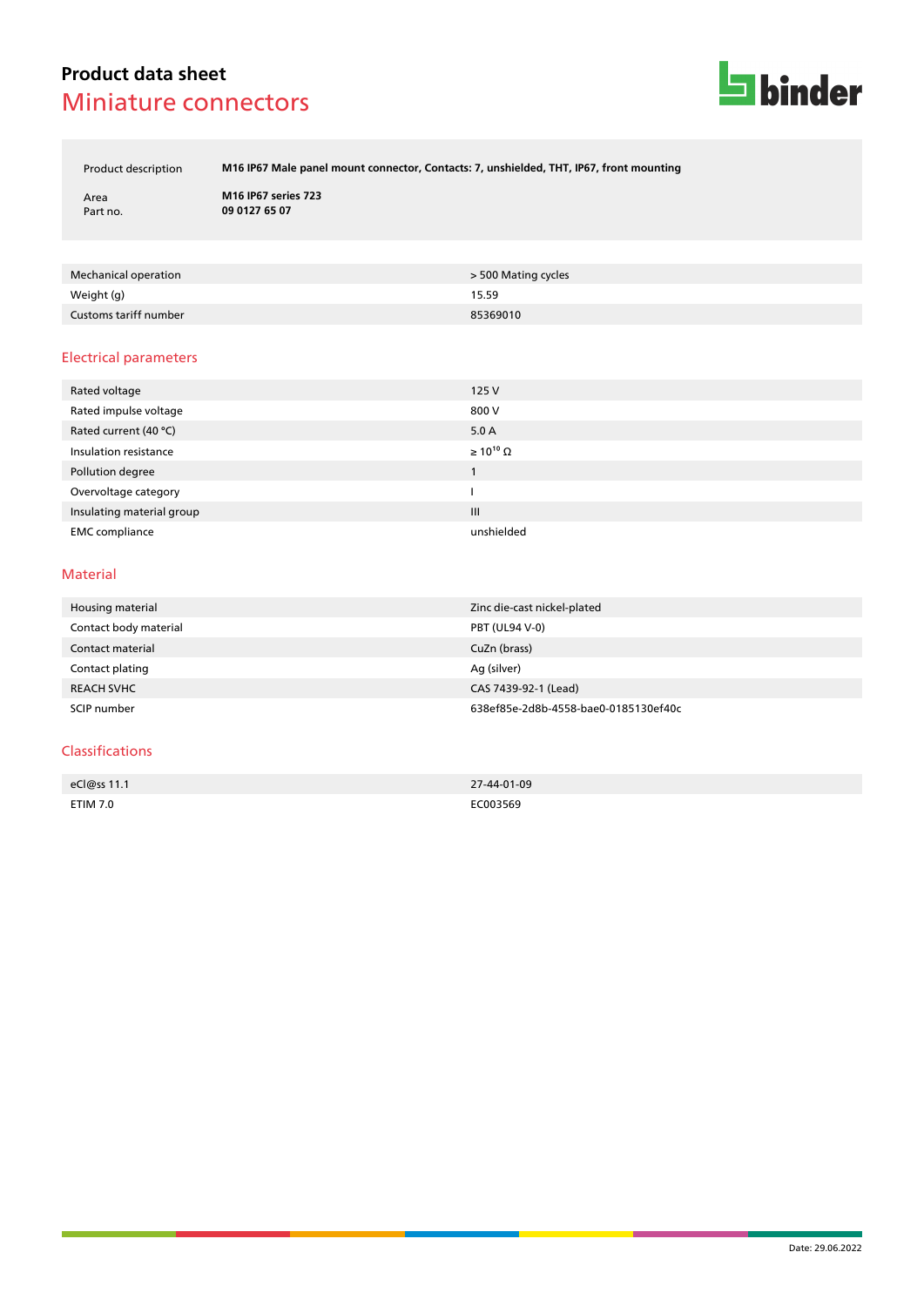# Product data sheet

## Miniature connectors

| | |
|---|---|
| Product description | **M16 IP67 Male panel mount connector, Contacts: 7, unshielded, THT, IP67, front mounting** |
| Area | **M16 IP67 series 723** |
| Part no. | **09 0127 65 07** |

| | |
|---|---|
| Mechanical operation | > 500 Mating cycles |
| Weight (g) | 15.59 |
| Customs tariff number | 85369010 |

## Electrical parameters

| | |
|---|---|
| Rated voltage | 125 V |
| Rated impulse voltage | 800 V |
| Rated current (40 °C) | 5.0 A |
| Insulation resistance | ≥ $10^{10}$ Ω |
| Pollution degree | 1 |
| Overvoltage category | I |
| Insulating material group | III |
| EMC compliance | unshielded |

## Material

| | |
|---|---|
| Housing material | Zinc die-cast nickel-plated |
| Contact body material | PBT (UL94 V-0) |
| Contact material | CuZn (brass) |
| Contact plating | Ag (silver) |
| REACH SVHC | CAS 7439-92-1 (Lead) |
| SCIP number | 638ef85e-2d8b-4558-bae0-0185130ef40c |

## Classifications

| | |
|---|---|
| eCl@ss 11.1 | 27-44-01-09 |
| ETIM 7.0 | EC003569 |

Date: 29.06.2022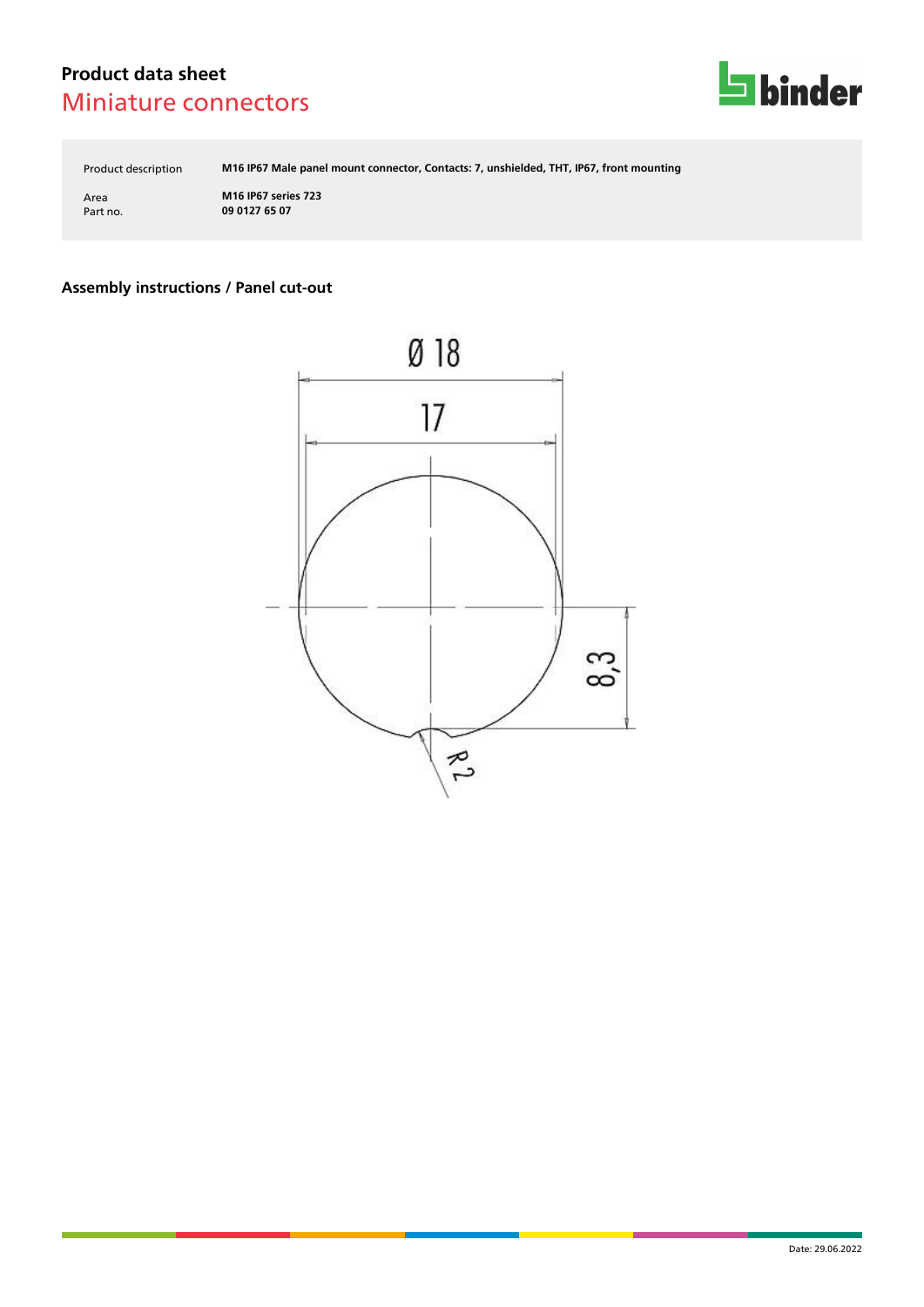# Product data sheet
## Miniature connectors

| | |
|---|---|
| Product description | **M16 IP67 Male panel mount connector, Contacts: 7, unshielded, THT, IP67, front mounting** |
| Area | **M16 IP67 series 723** |
| Part no. | **09 0127 65 07** |

### Assembly instructions / Panel cut-out

Ø 18

17

8,3

R 2

Date: 29.06.2022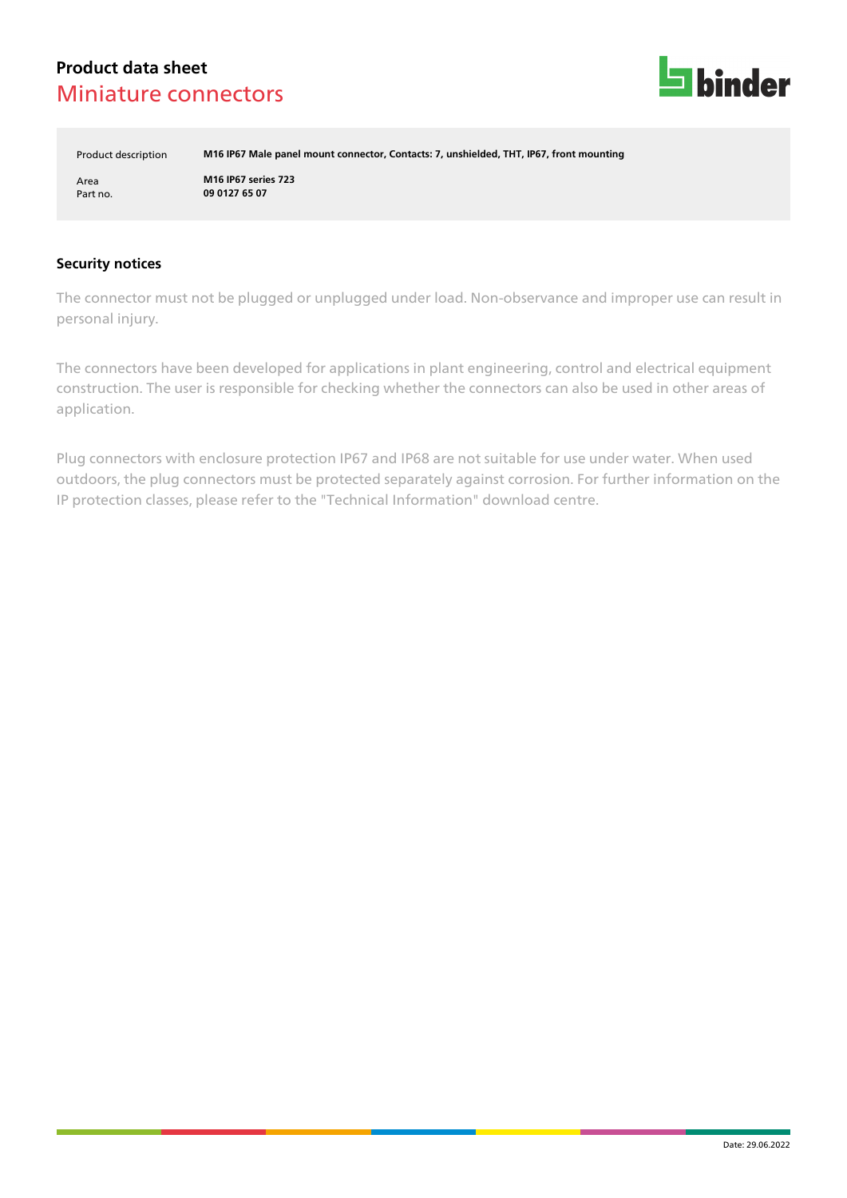## Security notices

The connector must not be plugged or unplugged under load. Non-observance and improper use can result in personal injury.

The connectors have been developed for applications in plant engineering, control and electrical equipment construction. The user is responsible for checking whether the connectors can also be used in other areas of application.

Plug connectors with enclosure protection IP67 and IP68 are not suitable for use under water. When used outdoors, the plug connectors must be protected separately against corrosion. For further information on the IP protection classes, please refer to the "Technical Information" download centre.